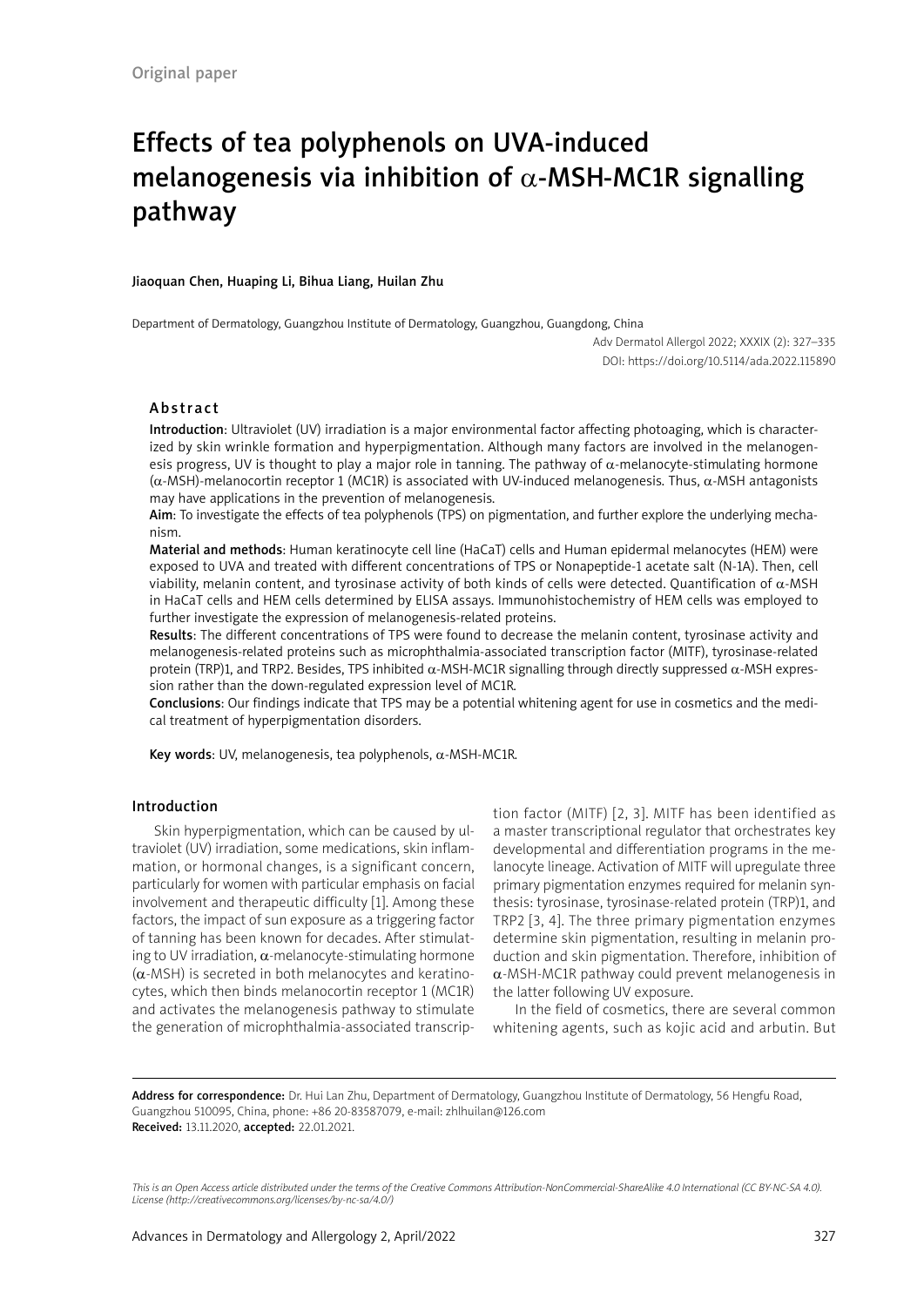Original paper

# Effects of tea polyphenols on UVA-induced melanogenesis via inhibition of α-MSH-MC1R signalling pathway

**Jiaoquan Chen, Huaping Li, Bihua Liang, Huilan Zhu**

Department of Dermatology, Guangzhou Institute of Dermatology, Guangzhou, Guangdong, China

Adv Dermatol Allergol 2022; XXXIX (2): 327–335
DOI: https://doi.org/10.5114/ada.2022.115890

## Abstract

**Introduction**: Ultraviolet (UV) irradiation is a major environmental factor affecting photoaging, which is characterized by skin wrinkle formation and hyperpigmentation. Although many factors are involved in the melanogenesis progress, UV is thought to play a major role in tanning. The pathway of α-melanocyte-stimulating hormone (α-MSH)-melanocortin receptor 1 (MC1R) is associated with UV-induced melanogenesis. Thus, α-MSH antagonists may have applications in the prevention of melanogenesis.

**Aim**: To investigate the effects of tea polyphenols (TPS) on pigmentation, and further explore the underlying mechanism.

**Material and methods**: Human keratinocyte cell line (HaCaT) cells and Human epidermal melanocytes (HEM) were exposed to UVA and treated with different concentrations of TPS or Nonapeptide-1 acetate salt (N-1A). Then, cell viability, melanin content, and tyrosinase activity of both kinds of cells were detected. Quantification of α-MSH in HaCaT cells and HEM cells determined by ELISA assays. Immunohistochemistry of HEM cells was employed to further investigate the expression of melanogenesis-related proteins.

**Results**: The different concentrations of TPS were found to decrease the melanin content, tyrosinase activity and melanogenesis-related proteins such as microphthalmia-associated transcription factor (MITF), tyrosinase-related protein (TRP)1, and TRP2. Besides, TPS inhibited α-MSH-MC1R signalling through directly suppressed α-MSH expression rather than the down-regulated expression level of MC1R.

**Conclusions**: Our findings indicate that TPS may be a potential whitening agent for use in cosmetics and the medical treatment of hyperpigmentation disorders.

**Key words**: UV, melanogenesis, tea polyphenols, α-MSH-MC1R.

## Introduction

Skin hyperpigmentation, which can be caused by ultraviolet (UV) irradiation, some medications, skin inflammation, or hormonal changes, is a significant concern, particularly for women with particular emphasis on facial involvement and therapeutic difficulty [1]. Among these factors, the impact of sun exposure as a triggering factor of tanning has been known for decades. After stimulating to UV irradiation, α-melanocyte-stimulating hormone (α-MSH) is secreted in both melanocytes and keratinocytes, which then binds melanocortin receptor 1 (MC1R) and activates the melanogenesis pathway to stimulate the generation of microphthalmia-associated transcription factor (MITF) [2, 3]. MITF has been identified as a master transcriptional regulator that orchestrates key developmental and differentiation programs in the melanocyte lineage. Activation of MITF will upregulate three primary pigmentation enzymes required for melanin synthesis: tyrosinase, tyrosinase-related protein (TRP)1, and TRP2 [3, 4]. The three primary pigmentation enzymes determine skin pigmentation, resulting in melanin production and skin pigmentation. Therefore, inhibition of α-MSH-MC1R pathway could prevent melanogenesis in the latter following UV exposure.

In the field of cosmetics, there are several common whitening agents, such as kojic acid and arbutin. But

**Address for correspondence:** Dr. Hui Lan Zhu, Department of Dermatology, Guangzhou Institute of Dermatology, 56 Hengfu Road, Guangzhou 510095, China, phone: +86 20-83587079, e-mail: zhlhuilan@126.com
**Received:** 13.11.2020, **accepted:** 22.01.2021.

*This is an Open Access article distributed under the terms of the Creative Commons Attribution-NonCommercial-ShareAlike 4.0 International (CC BY-NC-SA 4.0). License (http://creativecommons.org/licenses/by-nc-sa/4.0/)*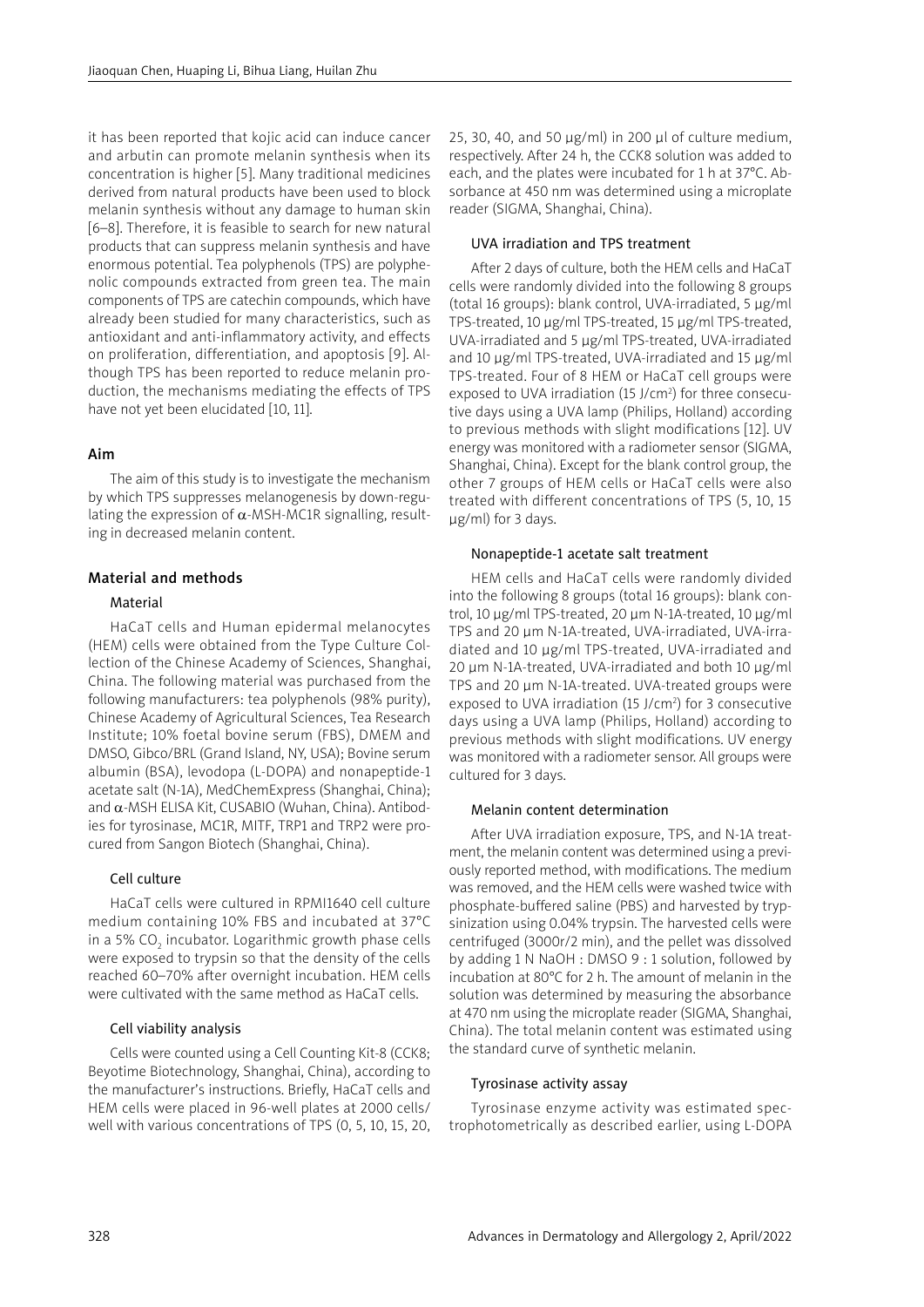it has been reported that kojic acid can induce cancer and arbutin can promote melanin synthesis when its concentration is higher [5]. Many traditional medicines derived from natural products have been used to block melanin synthesis without any damage to human skin [6–8]. Therefore, it is feasible to search for new natural products that can suppress melanin synthesis and have enormous potential. Tea polyphenols (TPS) are polyphenolic compounds extracted from green tea. The main components of TPS are catechin compounds, which have already been studied for many characteristics, such as antioxidant and anti-inflammatory activity, and effects on proliferation, differentiation, and apoptosis [9]. Although TPS has been reported to reduce melanin production, the mechanisms mediating the effects of TPS have not yet been elucidated [10, 11].

## Aim

The aim of this study is to investigate the mechanism by which TPS suppresses melanogenesis by down-regulating the expression of α-MSH-MC1R signalling, resulting in decreased melanin content.

## Material and methods

### Material

HaCaT cells and Human epidermal melanocytes (HEM) cells were obtained from the Type Culture Collection of the Chinese Academy of Sciences, Shanghai, China. The following material was purchased from the following manufacturers: tea polyphenols (98% purity), Chinese Academy of Agricultural Sciences, Tea Research Institute; 10% foetal bovine serum (FBS), DMEM and DMSO, Gibco/BRL (Grand Island, NY, USA); Bovine serum albumin (BSA), levodopa (L-DOPA) and nonapeptide-1 acetate salt (N-1A), MedChemExpress (Shanghai, China); and α-MSH ELISA Kit, CUSABIO (Wuhan, China). Antibodies for tyrosinase, MC1R, MITF, TRP1 and TRP2 were procured from Sangon Biotech (Shanghai, China).

### Cell culture

HaCaT cells were cultured in RPMI1640 cell culture medium containing 10% FBS and incubated at 37°C in a 5% $CO_2$ incubator. Logarithmic growth phase cells were exposed to trypsin so that the density of the cells reached 60–70% after overnight incubation. HEM cells were cultivated with the same method as HaCaT cells.

### Cell viability analysis

Cells were counted using a Cell Counting Kit-8 (CCK8; Beyotime Biotechnology, Shanghai, China), according to the manufacturer's instructions. Briefly, HaCaT cells and HEM cells were placed in 96-well plates at 2000 cells/well with various concentrations of TPS (0, 5, 10, 15, 20, 25, 30, 40, and 50 μg/ml) in 200 μl of culture medium, respectively. After 24 h, the CCK8 solution was added to each, and the plates were incubated for 1 h at 37°C. Absorbance at 450 nm was determined using a microplate reader (SIGMA, Shanghai, China).

### UVA irradiation and TPS treatment

After 2 days of culture, both the HEM cells and HaCaT cells were randomly divided into the following 8 groups (total 16 groups): blank control, UVA-irradiated, 5 μg/ml TPS-treated, 10 μg/ml TPS-treated, 15 μg/ml TPS-treated, UVA-irradiated and 5 μg/ml TPS-treated, UVA-irradiated and 10 μg/ml TPS-treated, UVA-irradiated and 15 μg/ml TPS-treated. Four of 8 HEM or HaCaT cell groups were exposed to UVA irradiation (15 J/cm$^2$) for three consecutive days using a UVA lamp (Philips, Holland) according to previous methods with slight modifications [12]. UV energy was monitored with a radiometer sensor (SIGMA, Shanghai, China). Except for the blank control group, the other 7 groups of HEM cells or HaCaT cells were also treated with different concentrations of TPS (5, 10, 15 μg/ml) for 3 days.

### Nonapeptide-1 acetate salt treatment

HEM cells and HaCaT cells were randomly divided into the following 8 groups (total 16 groups): blank control, 10 μg/ml TPS-treated, 20 μm N-1A-treated, 10 μg/ml TPS and 20 μm N-1A-treated, UVA-irradiated, UVA-irradiated and 10 μg/ml TPS-treated, UVA-irradiated and 20 μm N-1A-treated, UVA-irradiated and both 10 μg/ml TPS and 20 μm N-1A-treated. UVA-treated groups were exposed to UVA irradiation (15 J/cm$^2$) for 3 consecutive days using a UVA lamp (Philips, Holland) according to previous methods with slight modifications. UV energy was monitored with a radiometer sensor. All groups were cultured for 3 days.

### Melanin content determination

After UVA irradiation exposure, TPS, and N-1A treatment, the melanin content was determined using a previously reported method, with modifications. The medium was removed, and the HEM cells were washed twice with phosphate-buffered saline (PBS) and harvested by trypsinization using 0.04% trypsin. The harvested cells were centrifuged (3000r/2 min), and the pellet was dissolved by adding 1 N NaOH : DMSO 9 : 1 solution, followed by incubation at 80°C for 2 h. The amount of melanin in the solution was determined by measuring the absorbance at 470 nm using the microplate reader (SIGMA, Shanghai, China). The total melanin content was estimated using the standard curve of synthetic melanin.

### Tyrosinase activity assay

Tyrosinase enzyme activity was estimated spectrophotometrically as described earlier, using L-DOPA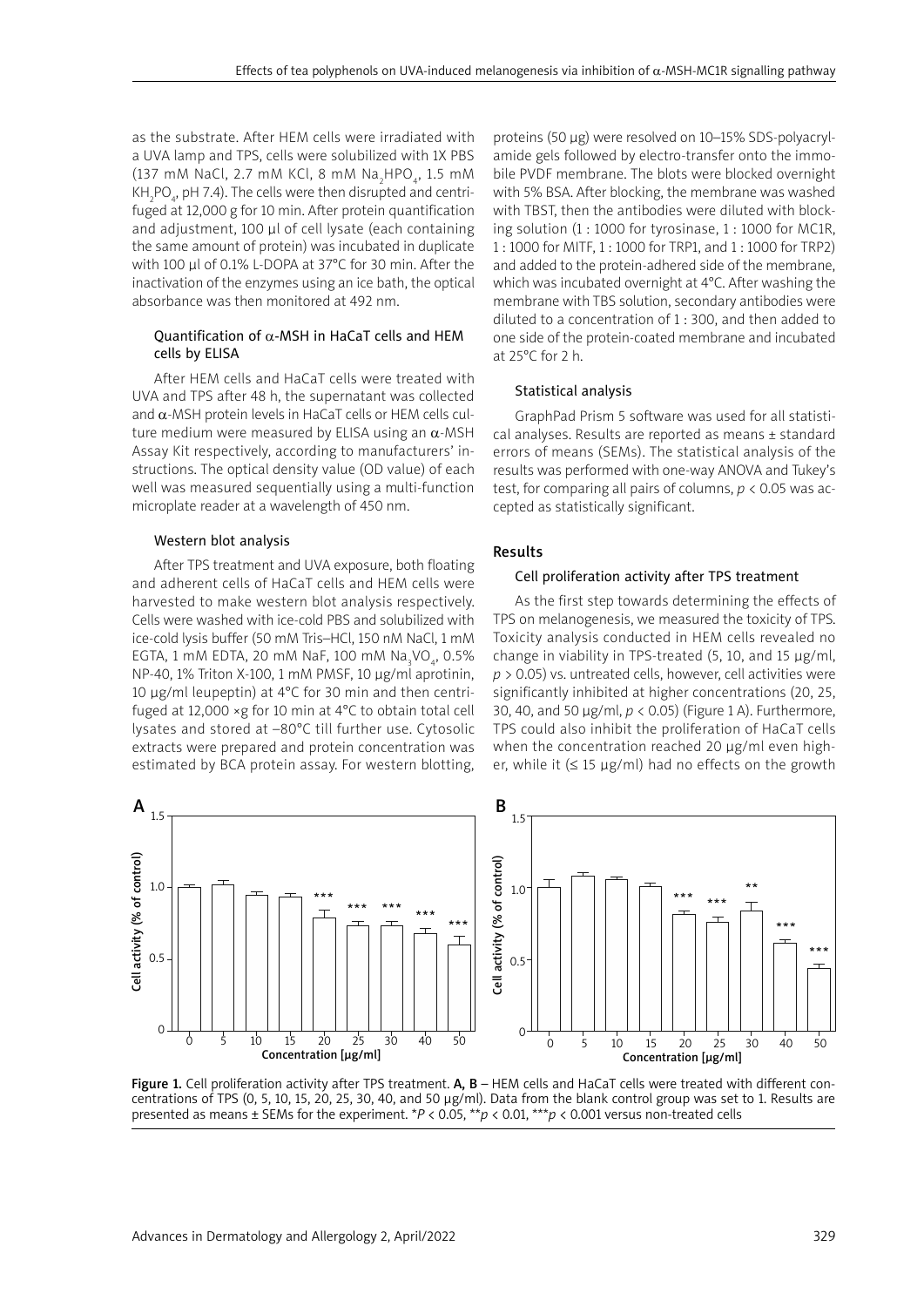as the substrate. After HEM cells were irradiated with a UVA lamp and TPS, cells were solubilized with 1X PBS (137 mM NaCl, 2.7 mM KCl, 8 mM $Na_2HPO_4$, 1.5 mM $KH_2PO_4$, pH 7.4). The cells were then disrupted and centrifuged at 12,000 g for 10 min. After protein quantification and adjustment, 100 µl of cell lysate (each containing the same amount of protein) was incubated in duplicate with 100 µl of 0.1% L-DOPA at 37°C for 30 min. After the inactivation of the enzymes using an ice bath, the optical absorbance was then monitored at 492 nm.

### Quantification of α-MSH in HaCaT cells and HEM cells by ELISA

After HEM cells and HaCaT cells were treated with UVA and TPS after 48 h, the supernatant was collected and α-MSH protein levels in HaCaT cells or HEM cells culture medium were measured by ELISA using an α-MSH Assay Kit respectively, according to manufacturers' instructions. The optical density value (OD value) of each well was measured sequentially using a multi-function microplate reader at a wavelength of 450 nm.

### Western blot analysis

After TPS treatment and UVA exposure, both floating and adherent cells of HaCaT cells and HEM cells were harvested to make western blot analysis respectively. Cells were washed with ice-cold PBS and solubilized with ice-cold lysis buffer (50 mM Tris–HCl, 150 nM NaCl, 1 mM EGTA, 1 mM EDTA, 20 mM NaF, 100 mM $Na_3VO_4$, 0.5% NP-40, 1% Triton X-100, 1 mM PMSF, 10 µg/ml aprotinin, 10 µg/ml leupeptin) at 4°C for 30 min and then centrifuged at 12,000 ×g for 10 min at 4°C to obtain total cell lysates and stored at –80°C till further use. Cytosolic extracts were prepared and protein concentration was estimated by BCA protein assay. For western blotting, proteins (50 µg) were resolved on 10–15% SDS-polyacrylamide gels followed by electro-transfer onto the immobile PVDF membrane. The blots were blocked overnight with 5% BSA. After blocking, the membrane was washed with TBST, then the antibodies were diluted with blocking solution (1 : 1000 for tyrosinase, 1 : 1000 for MC1R, 1 : 1000 for MITF, 1 : 1000 for TRP1, and 1 : 1000 for TRP2) and added to the protein-adhered side of the membrane, which was incubated overnight at 4°C. After washing the membrane with TBS solution, secondary antibodies were diluted to a concentration of 1 : 300, and then added to one side of the protein-coated membrane and incubated at 25°C for 2 h.

### Statistical analysis

GraphPad Prism 5 software was used for all statistical analyses. Results are reported as means ± standard errors of means (SEMs). The statistical analysis of the results was performed with one-way ANOVA and Tukey's test, for comparing all pairs of columns, $p < 0.05$ was accepted as statistically significant.

## Results

### Cell proliferation activity after TPS treatment

As the first step towards determining the effects of TPS on melanogenesis, we measured the toxicity of TPS. Toxicity analysis conducted in HEM cells revealed no change in viability in TPS-treated (5, 10, and 15 µg/ml, $p > 0.05$) vs. untreated cells, however, cell activities were significantly inhibited at higher concentrations (20, 25, 30, 40, and 50 µg/ml, $p < 0.05$) (Figure 1 A). Furthermore, TPS could also inhibit the proliferation of HaCaT cells when the concentration reached 20 µg/ml even higher, while it (≤ 15 µg/ml) had no effects on the growth

Figure 1. Cell proliferation activity after TPS treatment. **A, B** – HEM cells and HaCaT cells were treated with different concentrations of TPS (0, 5, 10, 15, 20, 25, 30, 40, and 50 µg/ml). Data from the blank control group was set to 1. Results are presented as means ± SEMs for the experiment. \*$P < 0.05$, \*\*$p < 0.01$, \*\*\*$p < 0.001$ versus non-treated cells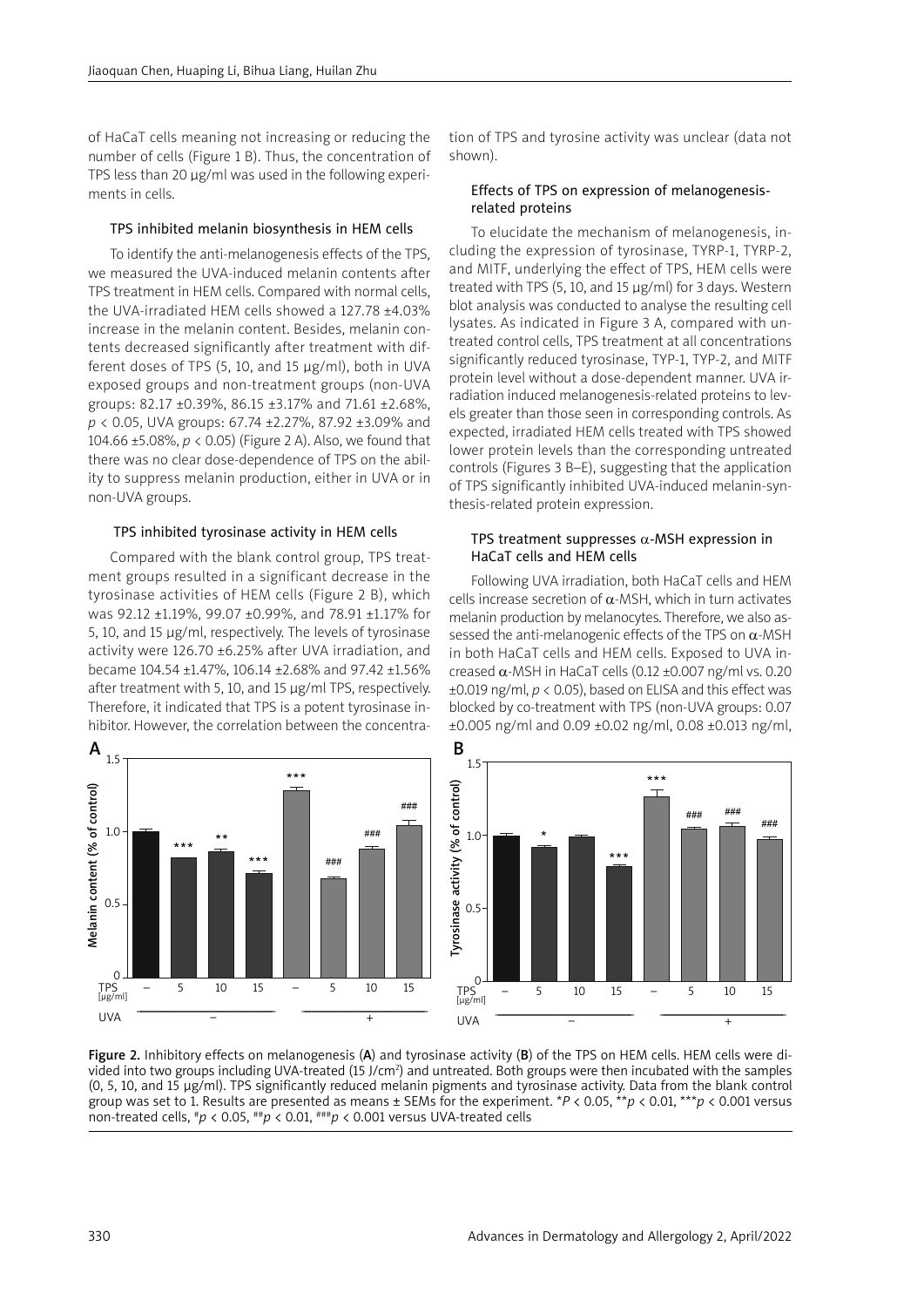of HaCaT cells meaning not increasing or reducing the number of cells (Figure 1 B). Thus, the concentration of TPS less than 20 µg/ml was used in the following experiments in cells.

### TPS inhibited melanin biosynthesis in HEM cells

To identify the anti-melanogenesis effects of the TPS, we measured the UVA-induced melanin contents after TPS treatment in HEM cells. Compared with normal cells, the UVA-irradiated HEM cells showed a 127.78 ±4.03% increase in the melanin content. Besides, melanin contents decreased significantly after treatment with different doses of TPS (5, 10, and 15 µg/ml), both in UVA exposed groups and non-treatment groups (non-UVA groups: 82.17 ±0.39%, 86.15 ±3.17% and 71.61 ±2.68%, $p < 0.05$, UVA groups: 67.74 ±2.27%, 87.92 ±3.09% and 104.66 ±5.08%, $p < 0.05$) (Figure 2 A). Also, we found that there was no clear dose-dependence of TPS on the ability to suppress melanin production, either in UVA or in non-UVA groups.

### TPS inhibited tyrosinase activity in HEM cells

Compared with the blank control group, TPS treatment groups resulted in a significant decrease in the tyrosinase activities of HEM cells (Figure 2 B), which was 92.12 ±1.19%, 99.07 ±0.99%, and 78.91 ±1.17% for 5, 10, and 15 µg/ml, respectively. The levels of tyrosinase activity were 126.70 ±6.25% after UVA irradiation, and became 104.54 ±1.47%, 106.14 ±2.68% and 97.42 ±1.56% after treatment with 5, 10, and 15 µg/ml TPS, respectively. Therefore, it indicated that TPS is a potent tyrosinase inhibitor. However, the correlation between the concentration of TPS and tyrosine activity was unclear (data not shown).

### Effects of TPS on expression of melanogenesis-related proteins

To elucidate the mechanism of melanogenesis, including the expression of tyrosinase, TYRP-1, TYRP-2, and MITF, underlying the effect of TPS, HEM cells were treated with TPS (5, 10, and 15 µg/ml) for 3 days. Western blot analysis was conducted to analyse the resulting cell lysates. As indicated in Figure 3 A, compared with untreated control cells, TPS treatment at all concentrations significantly reduced tyrosinase, TYP-1, TYP-2, and MITF protein level without a dose-dependent manner. UVA irradiation induced melanogenesis-related proteins to levels greater than those seen in corresponding controls. As expected, irradiated HEM cells treated with TPS showed lower protein levels than the corresponding untreated controls (Figures 3 B–E), suggesting that the application of TPS significantly inhibited UVA-induced melanin-synthesis-related protein expression.

### TPS treatment suppresses α-MSH expression in HaCaT cells and HEM cells

Following UVA irradiation, both HaCaT cells and HEM cells increase secretion of α-MSH, which in turn activates melanin production by melanocytes. Therefore, we also assessed the anti-melanogenic effects of the TPS on α-MSH in both HaCaT cells and HEM cells. Exposed to UVA increased α-MSH in HaCaT cells (0.12 ±0.007 ng/ml vs. 0.20 ±0.019 ng/ml, $p < 0.05$), based on ELISA and this effect was blocked by co-treatment with TPS (non-UVA groups: 0.07 ±0.005 ng/ml and 0.09 ±0.02 ng/ml, 0.08 ±0.013 ng/ml,

**Figure 2.** Inhibitory effects on melanogenesis (**A**) and tyrosinase activity (**B**) of the TPS on HEM cells. HEM cells were divided into two groups including UVA-treated (15 J/cm²) and untreated. Both groups were then incubated with the samples (0, 5, 10, and 15 µg/ml). TPS significantly reduced melanin pigments and tyrosinase activity. Data from the blank control group was set to 1. Results are presented as means ± SEMs for the experiment. *$P < 0.05$, **$p < 0.01$, ***$p < 0.001$ versus non-treated cells, #$p < 0.05$, ##$p < 0.01$, ###$p < 0.001$ versus UVA-treated cells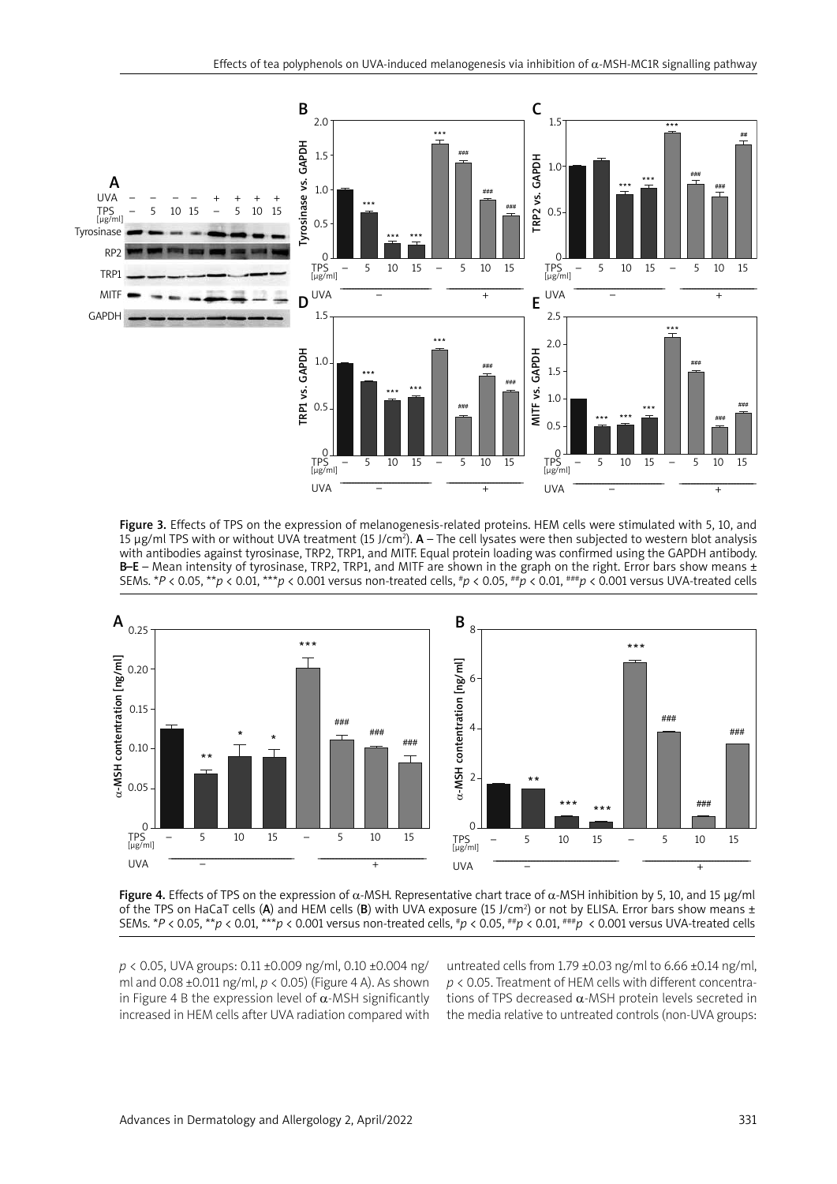Figure 3. Effects of TPS on the expression of melanogenesis-related proteins. HEM cells were stimulated with 5, 10, and 15 μg/ml TPS with or without UVA treatment (15 J/cm$^2$). **A** – The cell lysates were then subjected to western blot analysis with antibodies against tyrosinase, TRP2, TRP1, and MITF. Equal protein loading was confirmed using the GAPDH antibody. **B–E** – Mean intensity of tyrosinase, TRP2, TRP1, and MITF are shown in the graph on the right. Error bars show means ± SEMs. \*$P < 0.05$, \*\*$p < 0.01$, \*\*\*$p < 0.001$ versus non-treated cells, #$p < 0.05$, ##$p < 0.01$, ###$p < 0.001$ versus UVA-treated cells

Figure 4. Effects of TPS on the expression of α-MSH. Representative chart trace of α-MSH inhibition by 5, 10, and 15 μg/ml of the TPS on HaCaT cells (**A**) and HEM cells (**B**) with UVA exposure (15 J/cm$^2$) or not by ELISA. Error bars show means ± SEMs. \*$P < 0.05$, \*\*$p < 0.01$, \*\*\*$p < 0.001$ versus non-treated cells, #$p < 0.05$, ##$p < 0.01$, ###$p < 0.001$ versus UVA-treated cells

$p < 0.05$, UVA groups: 0.11 ±0.009 ng/ml, 0.10 ±0.004 ng/ml and 0.08 ±0.011 ng/ml, $p < 0.05$) (Figure 4 A). As shown in Figure 4 B the expression level of α-MSH significantly increased in HEM cells after UVA radiation compared with untreated cells from 1.79 ±0.03 ng/ml to 6.66 ±0.14 ng/ml, $p < 0.05$. Treatment of HEM cells with different concentrations of TPS decreased α-MSH protein levels secreted in the media relative to untreated controls (non-UVA groups: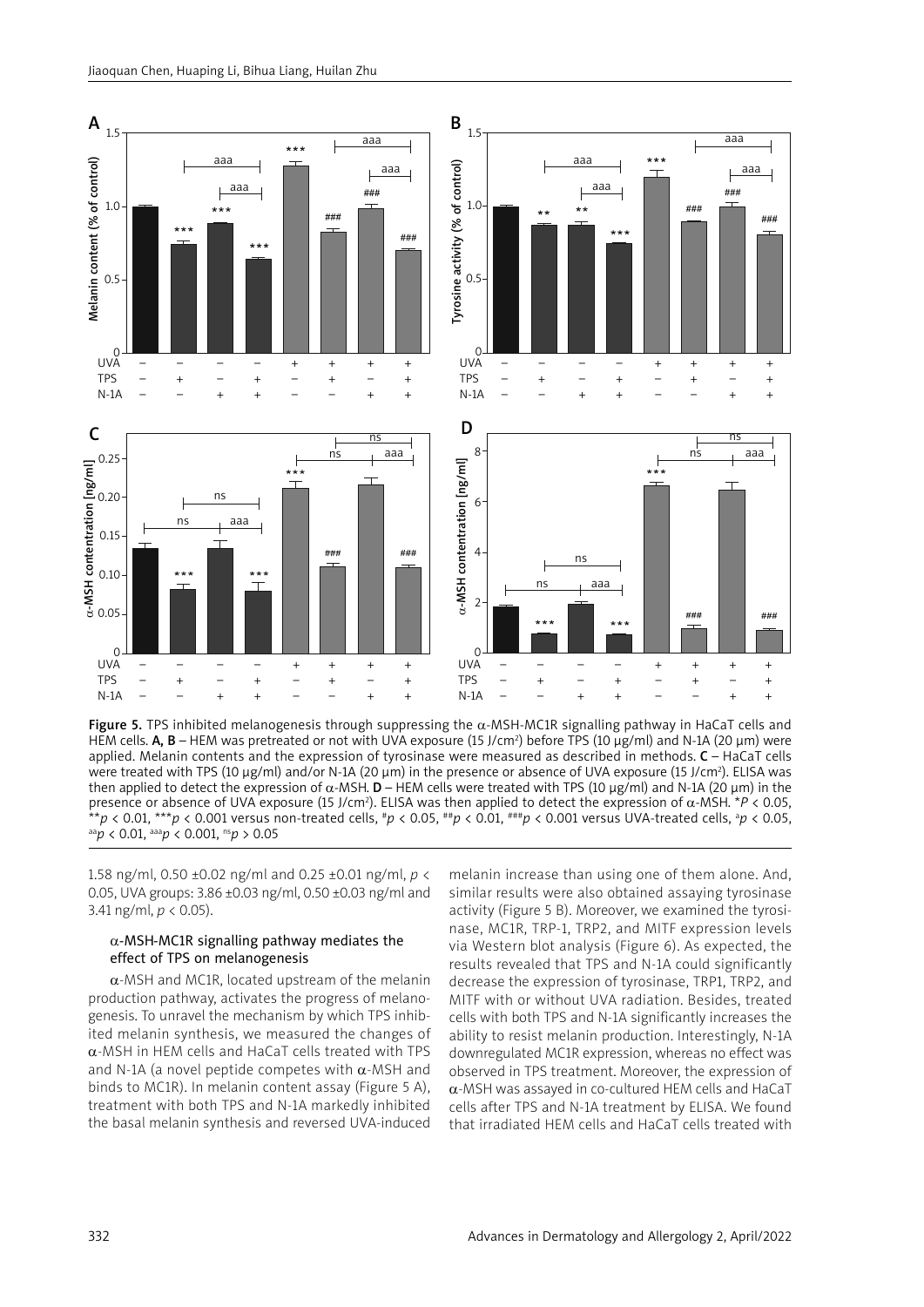Figure 5. TPS inhibited melanogenesis through suppressing the α-MSH-MC1R signalling pathway in HaCaT cells and HEM cells. **A, B** – HEM was pretreated or not with UVA exposure (15 J/cm$^2$) before TPS (10 μg/ml) and N-1A (20 μm) were applied. Melanin contents and the expression of tyrosinase were measured as described in methods. **C** – HaCaT cells were treated with TPS (10 μg/ml) and/or N-1A (20 μm) in the presence or absence of UVA exposure (15 J/cm$^2$). ELISA was then applied to detect the expression of α-MSH. **D** – HEM cells were treated with TPS (10 μg/ml) and N-1A (20 μm) in the presence or absence of UVA exposure (15 J/cm$^2$). ELISA was then applied to detect the expression of α-MSH. $^{*}P < 0.05$, $^{**}p < 0.01$, $^{***}p < 0.001$ versus non-treated cells, $^{\#}p < 0.05$, $^{\#\#}p < 0.01$, $^{\#\#\#}p < 0.001$ versus UVA-treated cells, $^{a}p < 0.05$, $^{aa}p < 0.01$, $^{aaa}p < 0.001$, $^{ns}p > 0.05$

1.58 ng/ml, 0.50 ±0.02 ng/ml and 0.25 ±0.01 ng/ml, $p < 0.05$, UVA groups: 3.86 ±0.03 ng/ml, 0.50 ±0.03 ng/ml and 3.41 ng/ml, $p < 0.05$).

### α-MSH-MC1R signalling pathway mediates the effect of TPS on melanogenesis

α-MSH and MC1R, located upstream of the melanin production pathway, activates the progress of melanogenesis. To unravel the mechanism by which TPS inhibited melanin synthesis, we measured the changes of α-MSH in HEM cells and HaCaT cells treated with TPS and N-1A (a novel peptide competes with α-MSH and binds to MC1R). In melanin content assay (Figure 5 A), treatment with both TPS and N-1A markedly inhibited the basal melanin synthesis and reversed UVA-induced melanin increase than using one of them alone. And, similar results were also obtained assaying tyrosinase activity (Figure 5 B). Moreover, we examined the tyrosinase, MC1R, TRP-1, TRP2, and MITF expression levels via Western blot analysis (Figure 6). As expected, the results revealed that TPS and N-1A could significantly decrease the expression of tyrosinase, TRP1, TRP2, and MITF with or without UVA radiation. Besides, treated cells with both TPS and N-1A significantly increases the ability to resist melanin production. Interestingly, N-1A downregulated MC1R expression, whereas no effect was observed in TPS treatment. Moreover, the expression of α-MSH was assayed in co-cultured HEM cells and HaCaT cells after TPS and N-1A treatment by ELISA. We found that irradiated HEM cells and HaCaT cells treated with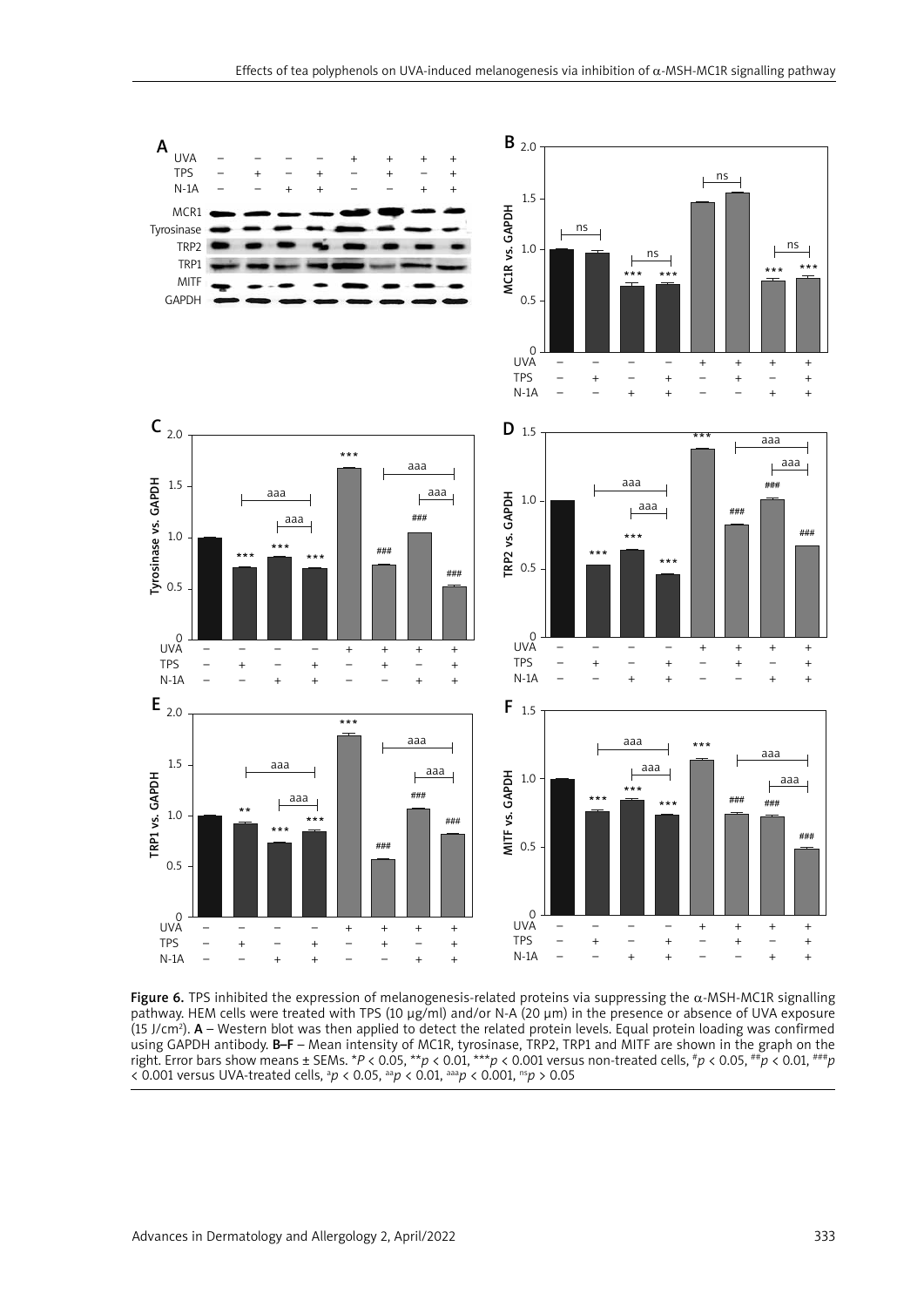**Figure 6.** TPS inhibited the expression of melanogenesis-related proteins via suppressing the α-MSH-MC1R signalling pathway. HEM cells were treated with TPS (10 μg/ml) and/or N-A (20 μm) in the presence or absence of UVA exposure (15 J/cm$^2$). **A** – Western blot was then applied to detect the related protein levels. Equal protein loading was confirmed using GAPDH antibody. **B–F** – Mean intensity of MC1R, tyrosinase, TRP2, TRP1 and MITF are shown in the graph on the right. Error bars show means ± SEMs. \*$P < 0.05$, \*\*$p < 0.01$, \*\*\*$p < 0.001$ versus non-treated cells, #$p < 0.05$, ##$p < 0.01$, ###$p < 0.001$ versus UVA-treated cells, a$p < 0.05$, aa$p < 0.01$, aaa$p < 0.001$, ns$p > 0.05$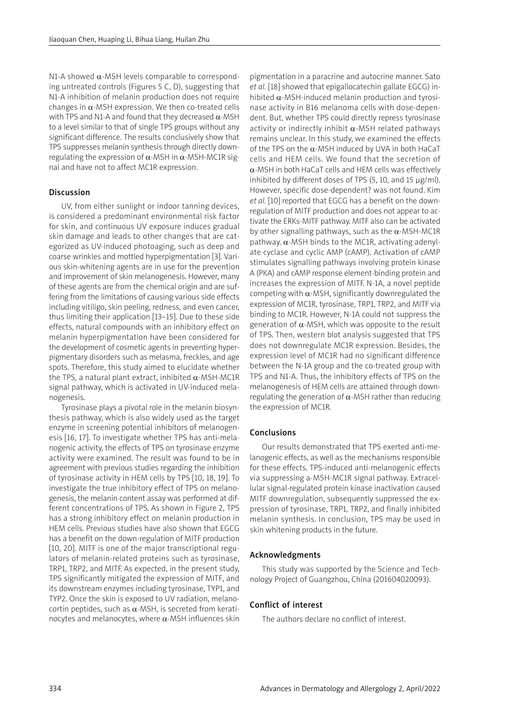N1-A showed α-MSH levels comparable to corresponding untreated controls (Figures 5 C, D), suggesting that N1-A inhibition of melanin production does not require changes in α-MSH expression. We then co-treated cells with TPS and N1-A and found that they decreased α-MSH to a level similar to that of single TPS groups without any significant difference. The results conclusively show that TPS suppresses melanin synthesis through directly downregulating the expression of α-MSH in α-MSH-MC1R signal and have not to affect MC1R expression.

## Discussion

UV, from either sunlight or indoor tanning devices, is considered a predominant environmental risk factor for skin, and continuous UV exposure induces gradual skin damage and leads to other changes that are categorized as UV-induced photoaging, such as deep and coarse wrinkles and mottled hyperpigmentation [3]. Various skin-whitening agents are in use for the prevention and improvement of skin melanogenesis. However, many of these agents are from the chemical origin and are suffering from the limitations of causing various side effects including vitiligo, skin peeling, redness, and even cancer, thus limiting their application [13–15]. Due to these side effects, natural compounds with an inhibitory effect on melanin hyperpigmentation have been considered for the development of cosmetic agents in preventing hyperpigmentary disorders such as melasma, freckles, and age spots. Therefore, this study aimed to elucidate whether the TPS, a natural plant extract, inhibited α-MSH-MC1R signal pathway, which is activated in UV-induced melanogenesis.

Tyrosinase plays a pivotal role in the melanin biosynthesis pathway, which is also widely used as the target enzyme in screening potential inhibitors of melanogenesis [16, 17]. To investigate whether TPS has anti-melanogenic activity, the effects of TPS on tyrosinase enzyme activity were examined. The result was found to be in agreement with previous studies regarding the inhibition of tyrosinase activity in HEM cells by TPS [10, 18, 19]. To investigate the true inhibitory effect of TPS on melanogenesis, the melanin content assay was performed at different concentrations of TPS. As shown in Figure 2, TPS has a strong inhibitory effect on melanin production in HEM cells. Previous studies have also shown that EGCG has a benefit on the down-regulation of MITF production [10, 20]. MITF is one of the major transcriptional regulators of melanin-related proteins such as tyrosinase, TRP1, TRP2, and MITF. As expected, in the present study, TPS significantly mitigated the expression of MITF, and its downstream enzymes including tyrosinase, TYP1, and TYP2. Once the skin is exposed to UV radiation, melanocortin peptides, such as α-MSH, is secreted from keratinocytes and melanocytes, where α-MSH influences skin pigmentation in a paracrine and autocrine manner. Sato *et al.* [18] showed that epigallocatechin gallate EGCG) inhibited α-MSH-induced melanin production and tyrosinase activity in B16 melanoma cells with dose-dependent. But, whether TPS could directly repress tyrosinase activity or indirectly inhibit α-MSH related pathways remains unclear. In this study, we examined the effects of the TPS on the α-MSH induced by UVA in both HaCaT cells and HEM cells. We found that the secretion of α-MSH in both HaCaT cells and HEM cells was effectively inhibited by different doses of TPS (5, 10, and 15 μg/ml). However, specific dose-dependent? was not found. Kim *et al.* [10] reported that EGCG has a benefit on the down-regulation of MITF production and does not appear to activate the ERKs-MITF pathway. MITF also can be activated by other signalling pathways, such as the α-MSH-MC1R pathway. α-MSH binds to the MC1R, activating adenylate cyclase and cyclic AMP (cAMP). Activation of cAMP stimulates signalling pathways involving protein kinase A (PKA) and cAMP response element-binding protein and increases the expression of MITF. N-1A, a novel peptide competing with α-MSH, significantly downregulated the expression of MC1R, tyrosinase, TRP1, TRP2, and MITF via binding to MC1R. However, N-1A could not suppress the generation of α-MSH, which was opposite to the result of TPS. Then, western blot analysis suggested that TPS does not downregulate MC1R expression. Besides, the expression level of MC1R had no significant difference between the N-1A group and the co-treated group with TPS and N1-A. Thus, the inhibitory effects of TPS on the melanogenesis of HEM cells are attained through downregulating the generation of α-MSH rather than reducing the expression of MC1R.

## Conclusions

Our results demonstrated that TPS exerted anti-melanogenic effects, as well as the mechanisms responsible for these effects. TPS-induced anti-melanogenic effects via suppressing a-MSH-MC1R signal pathway. Extracellular signal-regulated protein kinase inactivation caused MITF downregulation, subsequently suppressed the expression of tyrosinase, TRP1, TRP2, and finally inhibited melanin synthesis. In conclusion, TPS may be used in skin whitening products in the future.

## Acknowledgments

This study was supported by the Science and Technology Project of Guangzhou, China (201604020093).

## Conflict of interest

The authors declare no conflict of interest.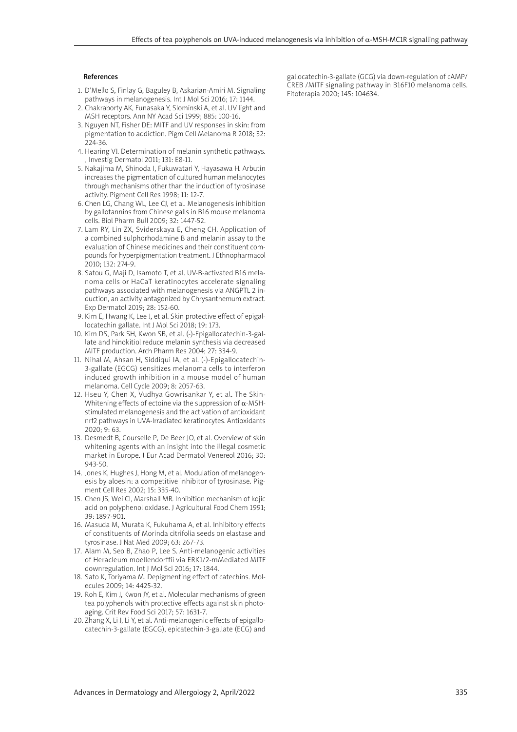### References

1. D'Mello S, Finlay G, Baguley B, Askarian-Amiri M. Signaling pathways in melanogenesis. Int J Mol Sci 2016; 17: 1144.
2. Chakraborty AK, Funasaka Y, Slominski A, et al. UV light and MSH receptors. Ann NY Acad Sci 1999; 885: 100-16.
3. Nguyen NT, Fisher DE: MITF and UV responses in skin: from pigmentation to addiction. Pigm Cell Melanoma R 2018; 32: 224-36.
4. Hearing VJ. Determination of melanin synthetic pathways. J Investig Dermatol 2011; 131: E8-11.
5. Nakajima M, Shinoda I, Fukuwatari Y, Hayasawa H. Arbutin increases the pigmentation of cultured human melanocytes through mechanisms other than the induction of tyrosinase activity. Pigment Cell Res 1998; 11: 12-7.
6. Chen LG, Chang WL, Lee CJ, et al. Melanogenesis inhibition by gallotannins from Chinese galls in B16 mouse melanoma cells. Biol Pharm Bull 2009; 32: 1447-52.
7. Lam RY, Lin ZX, Sviderskaya E, Cheng CH. Application of a combined sulphorhodamine B and melanin assay to the evaluation of Chinese medicines and their constituent compounds for hyperpigmentation treatment. J Ethnopharmacol 2010; 132: 274-9.
8. Satou G, Maji D, Isamoto T, et al. UV-B-activated B16 melanoma cells or HaCaT keratinocytes accelerate signaling pathways associated with melanogenesis via ANGPTL 2 induction, an activity antagonized by Chrysanthemum extract. Exp Dermatol 2019; 28: 152-60.
9. Kim E, Hwang K, Lee J, et al. Skin protective effect of epigallocatechin gallate. Int J Mol Sci 2018; 19: 173.
10. Kim DS, Park SH, Kwon SB, et al. (-)-Epigallocatechin-3-gallate and hinokitiol reduce melanin synthesis via decreased MITF production. Arch Pharm Res 2004; 27: 334-9.
11. Nihal M, Ahsan H, Siddiqui IA, et al. (-)-Epigallocatechin-3-gallate (EGCG) sensitizes melanoma cells to interferon induced growth inhibition in a mouse model of human melanoma. Cell Cycle 2009; 8: 2057-63.
12. Hseu Y, Chen X, Vudhya Gowrisankar Y, et al. The Skin-Whitening effects of ectoine via the suppression of α-MSH-stimulated melanogenesis and the activation of antioxidant nrf2 pathways in UVA-Irradiated keratinocytes. Antioxidants 2020; 9: 63.
13. Desmedt B, Courselle P, De Beer JO, et al. Overview of skin whitening agents with an insight into the illegal cosmetic market in Europe. J Eur Acad Dermatol Venereol 2016; 30: 943-50.
14. Jones K, Hughes J, Hong M, et al. Modulation of melanogenesis by aloesin: a competitive inhibitor of tyrosinase. Pigment Cell Res 2002; 15: 335-40.
15. Chen JS, Wei CI, Marshall MR. Inhibition mechanism of kojic acid on polyphenol oxidase. J Agricultural Food Chem 1991; 39: 1897-901.
16. Masuda M, Murata K, Fukuhama A, et al. Inhibitory effects of constituents of Morinda citrifolia seeds on elastase and tyrosinase. J Nat Med 2009; 63: 267-73.
17. Alam M, Seo B, Zhao P, Lee S. Anti-melanogenic activities of Heracleum moellendorffii via ERK1/2-mMediated MITF downregulation. Int J Mol Sci 2016; 17: 1844.
18. Sato K, Toriyama M. Depigmenting effect of catechins. Molecules 2009; 14: 4425-32.
19. Roh E, Kim J, Kwon JY, et al. Molecular mechanisms of green tea polyphenols with protective effects against skin photoaging. Crit Rev Food Sci 2017; 57: 1631-7.
20. Zhang X, Li J, Li Y, et al. Anti-melanogenic effects of epigallocatechin-3-gallate (EGCG), epicatechin-3-gallate (ECG) and gallocatechin-3-gallate (GCG) via down-regulation of cAMP/CREB /MITF signalling pathway in B16F10 melanoma cells. Fitoterapia 2020; 145: 104634.